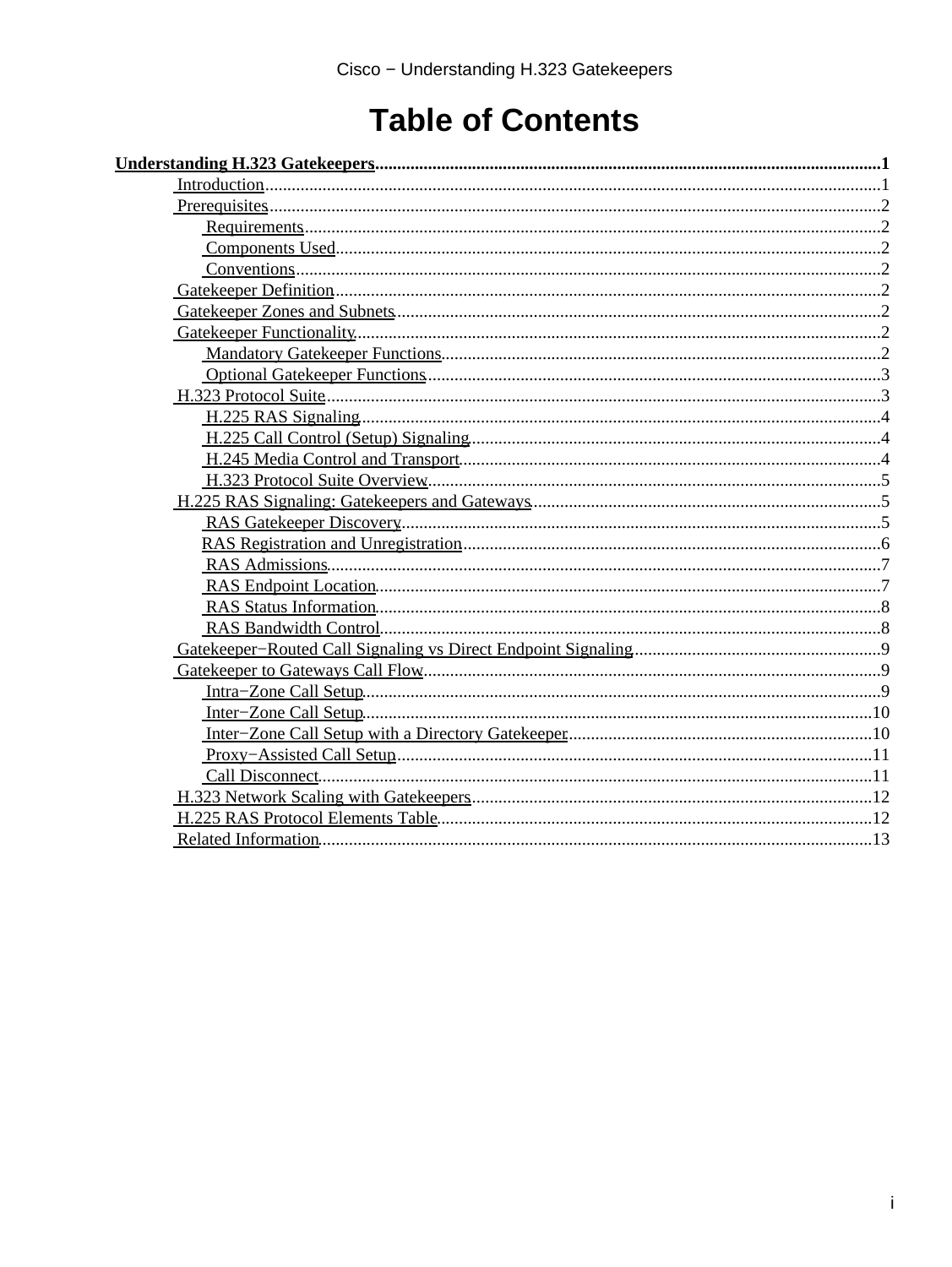# Table of Contents

**Understanding H.323 Gatekeepers** .......... 1

- Introduction .......... 1
- Prerequisites .......... 2
  - Requirements .......... 2
  - Components Used .......... 2
  - Conventions .......... 2
- Gatekeeper Definition .......... 2
- Gatekeeper Zones and Subnets .......... 2
- Gatekeeper Functionality .......... 2
  - Mandatory Gatekeeper Functions .......... 2
  - Optional Gatekeeper Functions .......... 3
- H.323 Protocol Suite .......... 3
  - H.225 RAS Signaling .......... 4
  - H.225 Call Control (Setup) Signaling .......... 4
  - H.245 Media Control and Transport .......... 4
  - H.323 Protocol Suite Overview .......... 5
- H.225 RAS Signaling: Gatekeepers and Gateways .......... 5
  - RAS Gatekeeper Discovery .......... 5
  - RAS Registration and Unregistration .......... 6
  - RAS Admissions .......... 7
  - RAS Endpoint Location .......... 7
  - RAS Status Information .......... 8
  - RAS Bandwidth Control .......... 8
- Gatekeeper−Routed Call Signaling vs Direct Endpoint Signaling .......... 9
- Gatekeeper to Gateways Call Flow .......... 9
  - Intra−Zone Call Setup .......... 9
  - Inter−Zone Call Setup .......... 10
  - Inter−Zone Call Setup with a Directory Gatekeeper .......... 10
  - Proxy−Assisted Call Setup .......... 11
  - Call Disconnect .......... 11
- H.323 Network Scaling with Gatekeepers .......... 12
- H.225 RAS Protocol Elements Table .......... 12
- Related Information .......... 13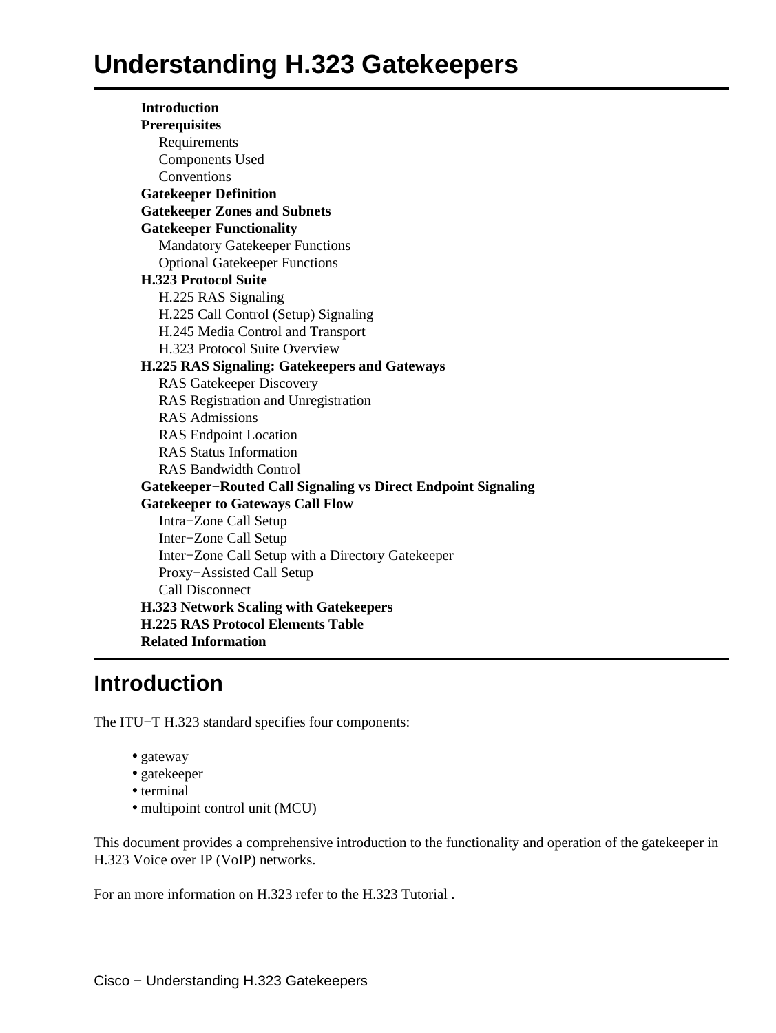# Understanding H.323 Gatekeepers

- **Introduction**
- **Prerequisites**
  - Requirements
  - Components Used
  - Conventions
- **Gatekeeper Definition**
- **Gatekeeper Zones and Subnets**
- **Gatekeeper Functionality**
  - Mandatory Gatekeeper Functions
  - Optional Gatekeeper Functions
- **H.323 Protocol Suite**
  - H.225 RAS Signaling
  - H.225 Call Control (Setup) Signaling
  - H.245 Media Control and Transport
  - H.323 Protocol Suite Overview
- **H.225 RAS Signaling: Gatekeepers and Gateways**
  - RAS Gatekeeper Discovery
  - RAS Registration and Unregistration
  - RAS Admissions
  - RAS Endpoint Location
  - RAS Status Information
  - RAS Bandwidth Control
- **Gatekeeper−Routed Call Signaling vs Direct Endpoint Signaling**
- **Gatekeeper to Gateways Call Flow**
  - Intra−Zone Call Setup
  - Inter−Zone Call Setup
  - Inter−Zone Call Setup with a Directory Gatekeeper
  - Proxy−Assisted Call Setup
  - Call Disconnect
- **H.323 Network Scaling with Gatekeepers**
- **H.225 RAS Protocol Elements Table**
- **Related Information**

## Introduction

The ITU−T H.323 standard specifies four components:

- gateway
- gatekeeper
- terminal
- multipoint control unit (MCU)

This document provides a comprehensive introduction to the functionality and operation of the gatekeeper in H.323 Voice over IP (VoIP) networks.

For an more information on H.323 refer to the H.323 Tutorial .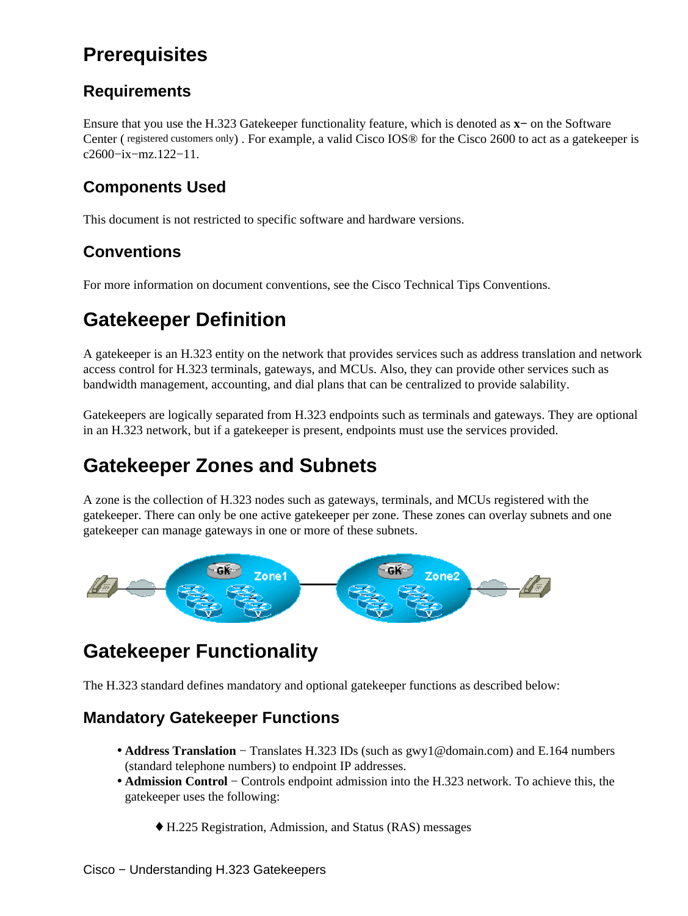# Prerequisites

## Requirements

Ensure that you use the H.323 Gatekeeper functionality feature, which is denoted as **x−** on the Software Center ( registered customers only) . For example, a valid Cisco IOS® for the Cisco 2600 to act as a gatekeeper is c2600−ix−mz.122−11.

## Components Used

This document is not restricted to specific software and hardware versions.

## Conventions

For more information on document conventions, see the Cisco Technical Tips Conventions.

# Gatekeeper Definition

A gatekeeper is an H.323 entity on the network that provides services such as address translation and network access control for H.323 terminals, gateways, and MCUs. Also, they can provide other services such as bandwidth management, accounting, and dial plans that can be centralized to provide salability.

Gatekeepers are logically separated from H.323 endpoints such as terminals and gateways. They are optional in an H.323 network, but if a gatekeeper is present, endpoints must use the services provided.

# Gatekeeper Zones and Subnets

A zone is the collection of H.323 nodes such as gateways, terminals, and MCUs registered with the gatekeeper. There can only be one active gatekeeper per zone. These zones can overlay subnets and one gatekeeper can manage gateways in one or more of these subnets.

# Gatekeeper Functionality

The H.323 standard defines mandatory and optional gatekeeper functions as described below:

## Mandatory Gatekeeper Functions

- **Address Translation** − Translates H.323 IDs (such as gwy1@domain.com) and E.164 numbers (standard telephone numbers) to endpoint IP addresses.
- **Admission Control** − Controls endpoint admission into the H.323 network. To achieve this, the gatekeeper uses the following:
    - H.225 Registration, Admission, and Status (RAS) messages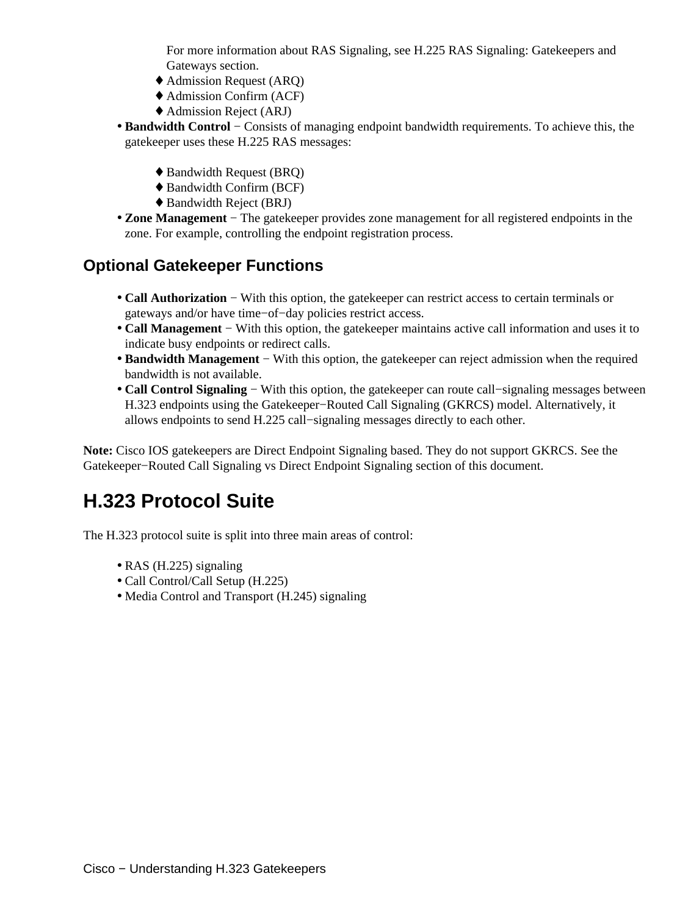For more information about RAS Signaling, see H.225 RAS Signaling: Gatekeepers and Gateways section.

  - Admission Request (ARQ)
  - Admission Confirm (ACF)
  - Admission Reject (ARJ)
- **Bandwidth Control** − Consists of managing endpoint bandwidth requirements. To achieve this, the gatekeeper uses these H.225 RAS messages:
  - Bandwidth Request (BRQ)
  - Bandwidth Confirm (BCF)
  - Bandwidth Reject (BRJ)
- **Zone Management** − The gatekeeper provides zone management for all registered endpoints in the zone. For example, controlling the endpoint registration process.

### Optional Gatekeeper Functions

- **Call Authorization** − With this option, the gatekeeper can restrict access to certain terminals or gateways and/or have time−of−day policies restrict access.
- **Call Management** − With this option, the gatekeeper maintains active call information and uses it to indicate busy endpoints or redirect calls.
- **Bandwidth Management** − With this option, the gatekeeper can reject admission when the required bandwidth is not available.
- **Call Control Signaling** − With this option, the gatekeeper can route call−signaling messages between H.323 endpoints using the Gatekeeper−Routed Call Signaling (GKRCS) model. Alternatively, it allows endpoints to send H.225 call−signaling messages directly to each other.

**Note:** Cisco IOS gatekeepers are Direct Endpoint Signaling based. They do not support GKRCS. See the Gatekeeper−Routed Call Signaling vs Direct Endpoint Signaling section of this document.

## H.323 Protocol Suite

The H.323 protocol suite is split into three main areas of control:

- RAS (H.225) signaling
- Call Control/Call Setup (H.225)
- Media Control and Transport (H.245) signaling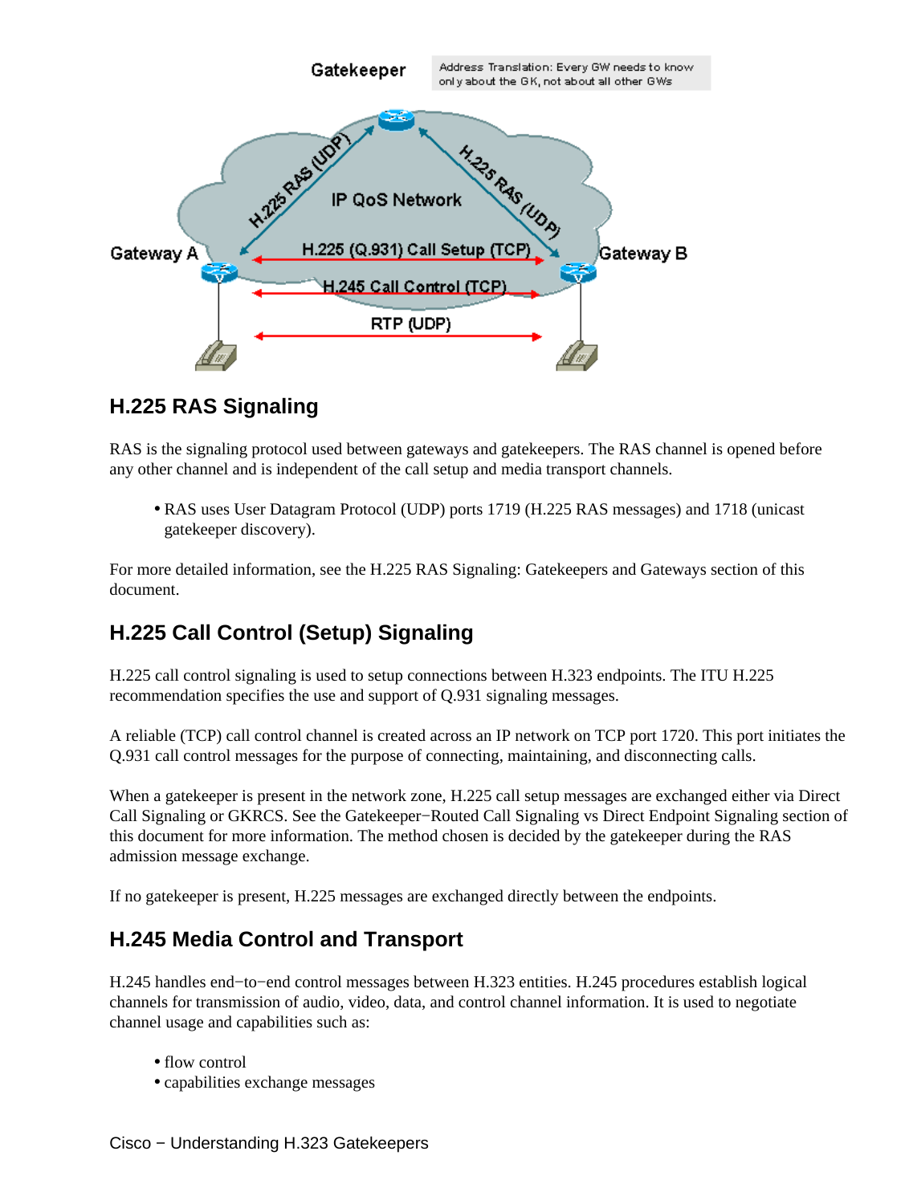## H.225 RAS Signaling

RAS is the signaling protocol used between gateways and gatekeepers. The RAS channel is opened before any other channel and is independent of the call setup and media transport channels.

- RAS uses User Datagram Protocol (UDP) ports 1719 (H.225 RAS messages) and 1718 (unicast gatekeeper discovery).

For more detailed information, see the H.225 RAS Signaling: Gatekeepers and Gateways section of this document.

## H.225 Call Control (Setup) Signaling

H.225 call control signaling is used to setup connections between H.323 endpoints. The ITU H.225 recommendation specifies the use and support of Q.931 signaling messages.

A reliable (TCP) call control channel is created across an IP network on TCP port 1720. This port initiates the Q.931 call control messages for the purpose of connecting, maintaining, and disconnecting calls.

When a gatekeeper is present in the network zone, H.225 call setup messages are exchanged either via Direct Call Signaling or GKRCS. See the Gatekeeper−Routed Call Signaling vs Direct Endpoint Signaling section of this document for more information. The method chosen is decided by the gatekeeper during the RAS admission message exchange.

If no gatekeeper is present, H.225 messages are exchanged directly between the endpoints.

## H.245 Media Control and Transport

H.245 handles end−to−end control messages between H.323 entities. H.245 procedures establish logical channels for transmission of audio, video, data, and control channel information. It is used to negotiate channel usage and capabilities such as:

- flow control
- capabilities exchange messages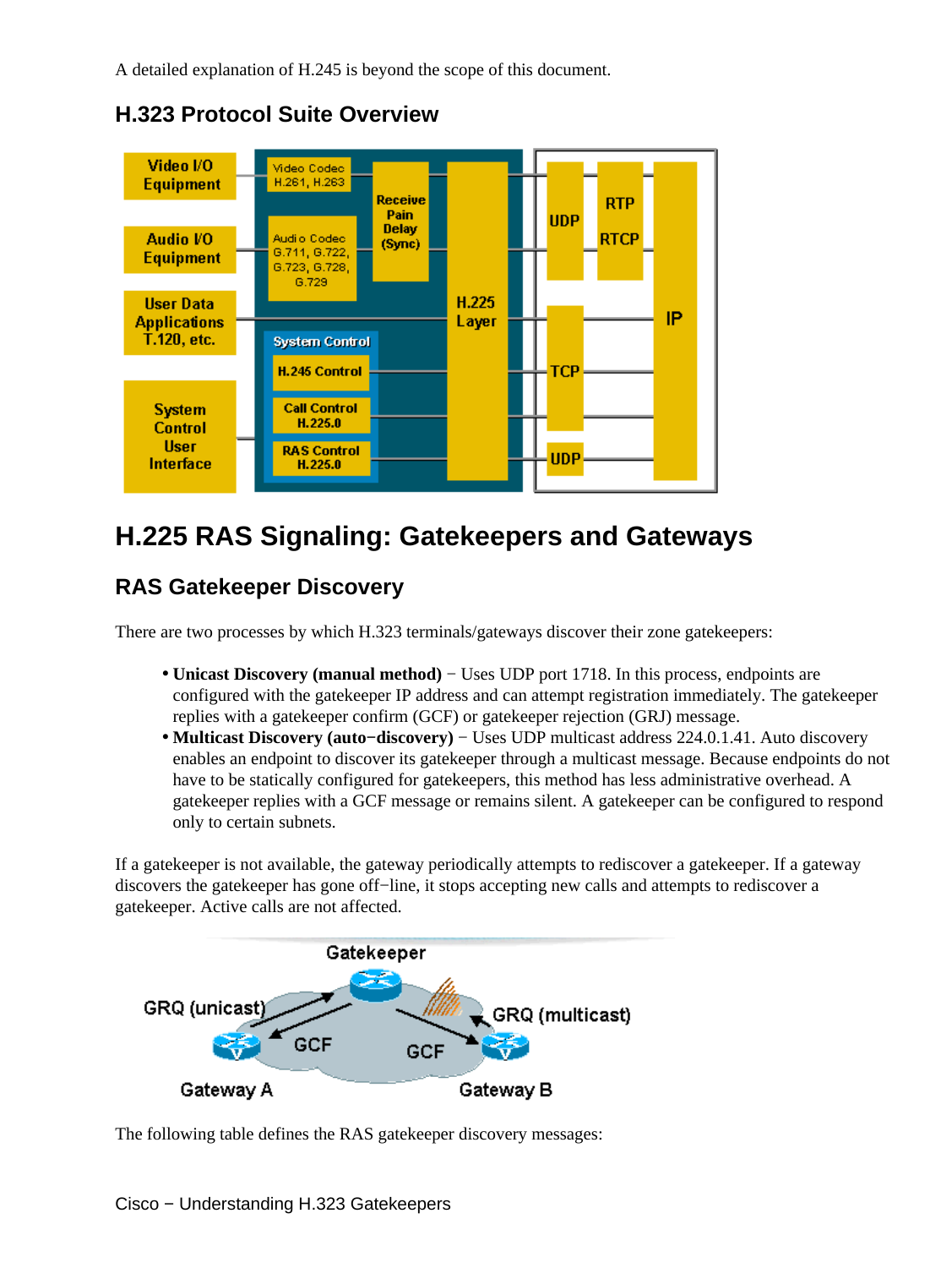A detailed explanation of H.245 is beyond the scope of this document.

### H.323 Protocol Suite Overview

## H.225 RAS Signaling: Gatekeepers and Gateways

### RAS Gatekeeper Discovery

There are two processes by which H.323 terminals/gateways discover their zone gatekeepers:

- **Unicast Discovery (manual method)** − Uses UDP port 1718. In this process, endpoints are configured with the gatekeeper IP address and can attempt registration immediately. The gatekeeper replies with a gatekeeper confirm (GCF) or gatekeeper rejection (GRJ) message.
- **Multicast Discovery (auto−discovery)** − Uses UDP multicast address 224.0.1.41. Auto discovery enables an endpoint to discover its gatekeeper through a multicast message. Because endpoints do not have to be statically configured for gatekeepers, this method has less administrative overhead. A gatekeeper replies with a GCF message or remains silent. A gatekeeper can be configured to respond only to certain subnets.

If a gatekeeper is not available, the gateway periodically attempts to rediscover a gatekeeper. If a gateway discovers the gatekeeper has gone off−line, it stops accepting new calls and attempts to rediscover a gatekeeper. Active calls are not affected.

The following table defines the RAS gatekeeper discovery messages: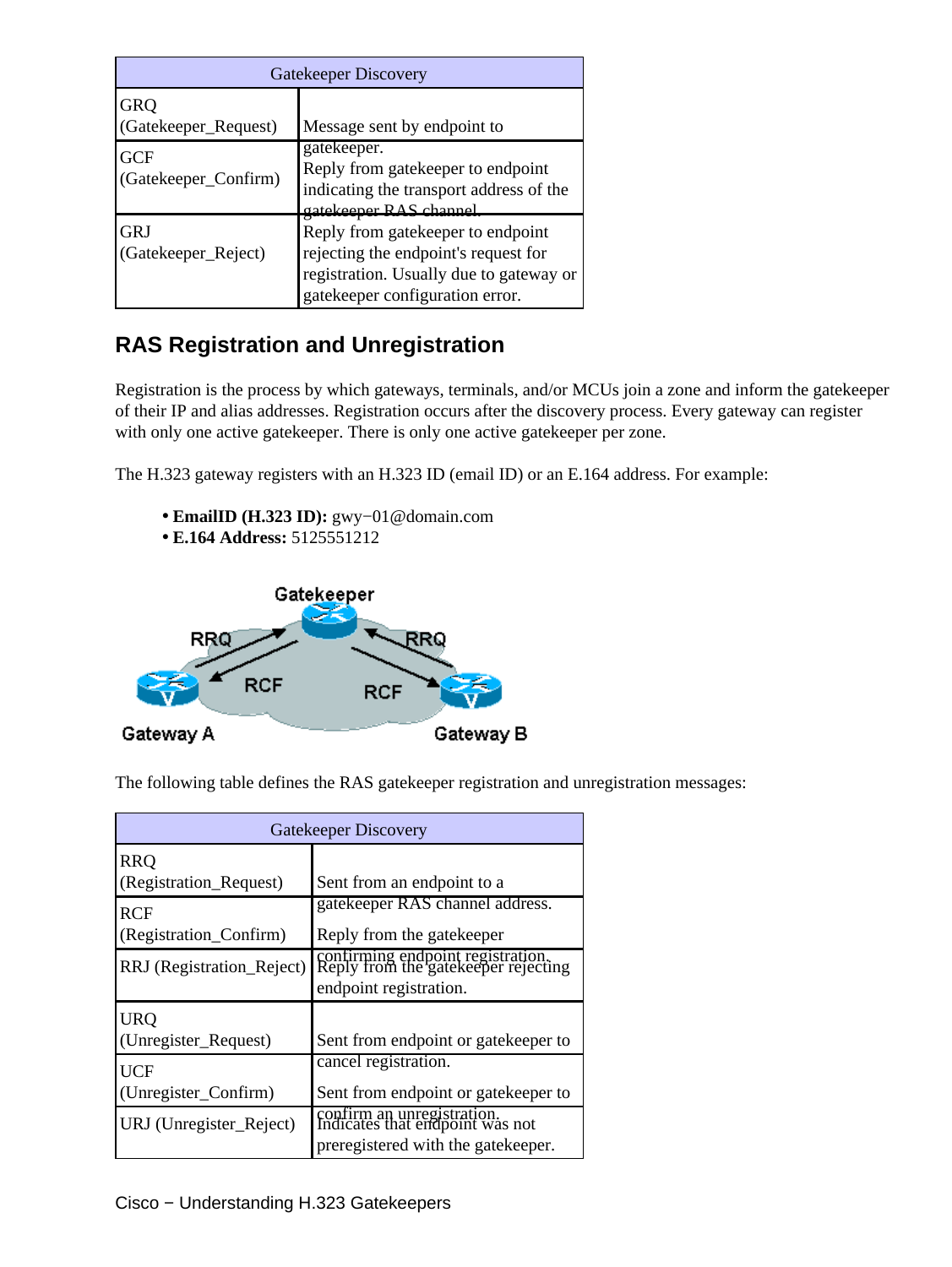| Gatekeeper Discovery | |
|---|---|
| GRQ (Gatekeeper_Request) | Message sent by endpoint to gatekeeper. |
| GCF (Gatekeeper_Confirm) | Reply from gatekeeper to endpoint indicating the transport address of the gatekeeper RAS channel. |
| GRJ (Gatekeeper_Reject) | Reply from gatekeeper to endpoint rejecting the endpoint's request for registration. Usually due to gateway or gatekeeper configuration error. |

## RAS Registration and Unregistration

Registration is the process by which gateways, terminals, and/or MCUs join a zone and inform the gatekeeper of their IP and alias addresses. Registration occurs after the discovery process. Every gateway can register with only one active gatekeeper. There is only one active gatekeeper per zone.

The H.323 gateway registers with an H.323 ID (email ID) or an E.164 address. For example:

- **EmailID (H.323 ID):** gwy−01@domain.com
- **E.164 Address:** 5125551212

Gatekeeper

RRQ RRQ

RCF RCF

Gateway A Gateway B

The following table defines the RAS gatekeeper registration and unregistration messages:

| Gatekeeper Discovery | |
|---|---|
| RRQ (Registration_Request) | Sent from an endpoint to a gatekeeper RAS channel address. |
| RCF (Registration_Confirm) | Reply from the gatekeeper confirming endpoint registration. |
| RRJ (Registration_Reject) | Reply from the gatekeeper rejecting endpoint registration. |
| URQ (Unregister_Request) | Sent from endpoint or gatekeeper to cancel registration. |
| UCF (Unregister_Confirm) | Sent from endpoint or gatekeeper to confirm an unregistration. |
| URJ (Unregister_Reject) | Indicates that endpoint was not preregistered with the gatekeeper. |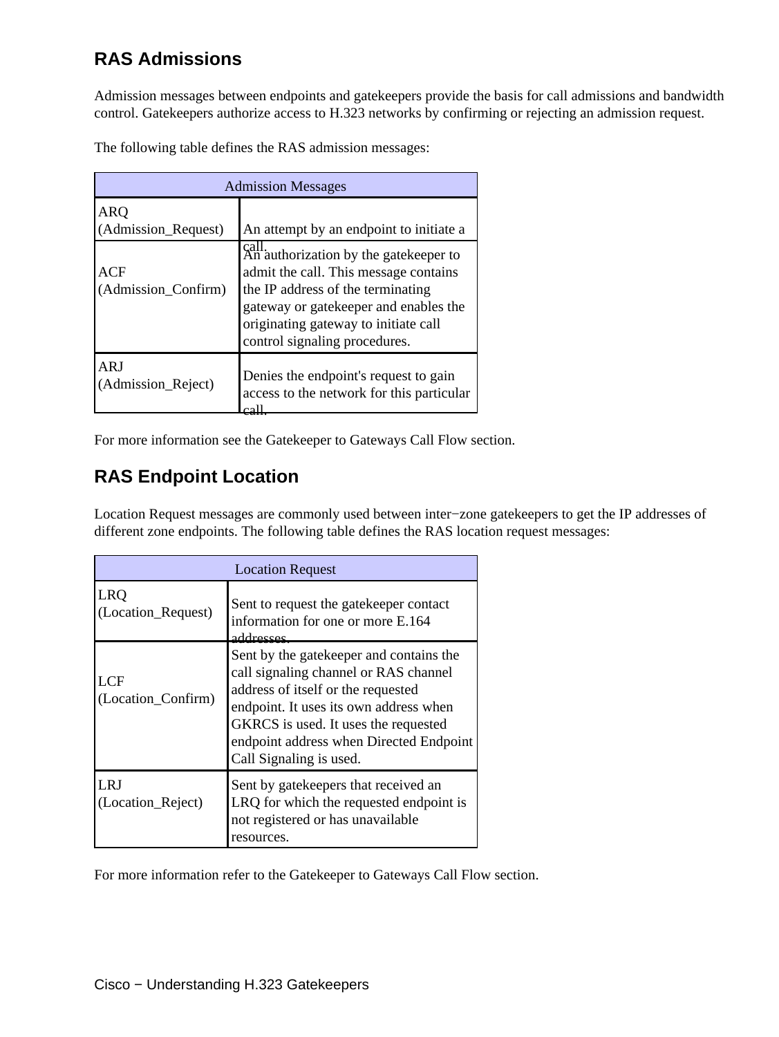## RAS Admissions

Admission messages between endpoints and gatekeepers provide the basis for call admissions and bandwidth control. Gatekeepers authorize access to H.323 networks by confirming or rejecting an admission request.

The following table defines the RAS admission messages:

| Admission Messages | |
|---|---|
| ARQ (Admission_Request) | An attempt by an endpoint to initiate a call. |
| ACF (Admission_Confirm) | An authorization by the gatekeeper to admit the call. This message contains the IP address of the terminating gateway or gatekeeper and enables the originating gateway to initiate call control signaling procedures. |
| ARJ (Admission_Reject) | Denies the endpoint's request to gain access to the network for this particular call. |

For more information see the Gatekeeper to Gateways Call Flow section.

## RAS Endpoint Location

Location Request messages are commonly used between inter−zone gatekeepers to get the IP addresses of different zone endpoints. The following table defines the RAS location request messages:

| Location Request | |
|---|---|
| LRQ (Location_Request) | Sent to request the gatekeeper contact information for one or more E.164 addresses. |
| LCF (Location_Confirm) | Sent by the gatekeeper and contains the call signaling channel or RAS channel address of itself or the requested endpoint. It uses its own address when GKRCS is used. It uses the requested endpoint address when Directed Endpoint Call Signaling is used. |
| LRJ (Location_Reject) | Sent by gatekeepers that received an LRQ for which the requested endpoint is not registered or has unavailable resources. |

For more information refer to the Gatekeeper to Gateways Call Flow section.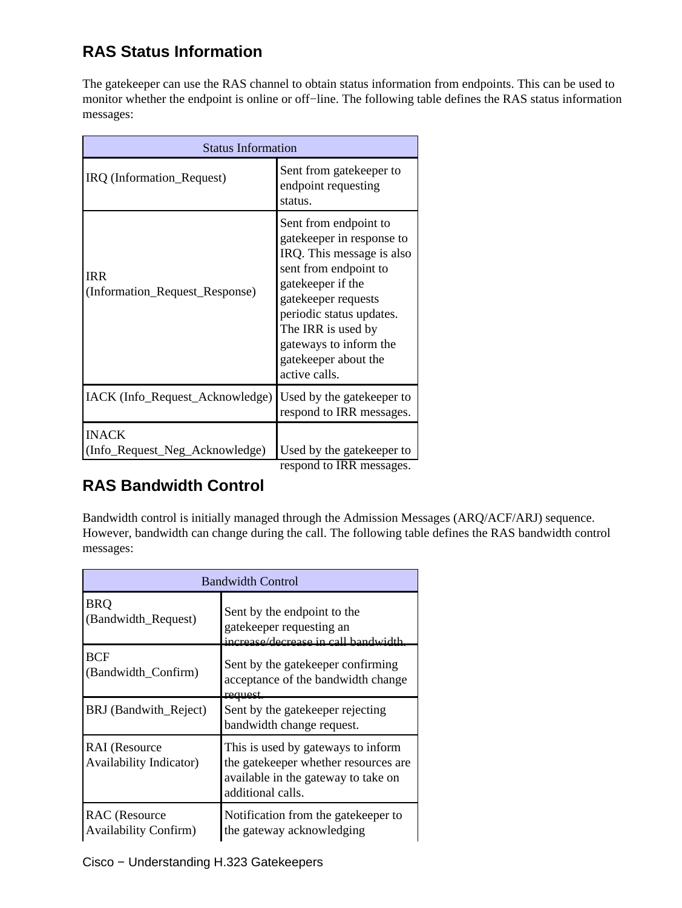## RAS Status Information

The gatekeeper can use the RAS channel to obtain status information from endpoints. This can be used to monitor whether the endpoint is online or off−line. The following table defines the RAS status information messages:

| Status Information | |
|---|---|
| IRQ (Information_Request) | Sent from gatekeeper to endpoint requesting status. |
| IRR (Information_Request_Response) | Sent from endpoint to gatekeeper in response to IRQ. This message is also sent from endpoint to gatekeeper if the gatekeeper requests periodic status updates. The IRR is used by gateways to inform the gatekeeper about the active calls. |
| IACK (Info_Request_Acknowledge) | Used by the gatekeeper to respond to IRR messages. |
| INACK (Info_Request_Neg_Acknowledge) | Used by the gatekeeper to respond to IRR messages. |

## RAS Bandwidth Control

Bandwidth control is initially managed through the Admission Messages (ARQ/ACF/ARJ) sequence. However, bandwidth can change during the call. The following table defines the RAS bandwidth control messages:

| Bandwidth Control | |
|---|---|
| BRQ (Bandwidth_Request) | Sent by the endpoint to the gatekeeper requesting an increase/decrease in call bandwidth. |
| BCF (Bandwidth_Confirm) | Sent by the gatekeeper confirming acceptance of the bandwidth change request. |
| BRJ (Bandwith_Reject) | Sent by the gatekeeper rejecting bandwidth change request. |
| RAI (Resource Availability Indicator) | This is used by gateways to inform the gatekeeper whether resources are available in the gateway to take on additional calls. |
| RAC (Resource Availability Confirm) | Notification from the gatekeeper to the gateway acknowledging |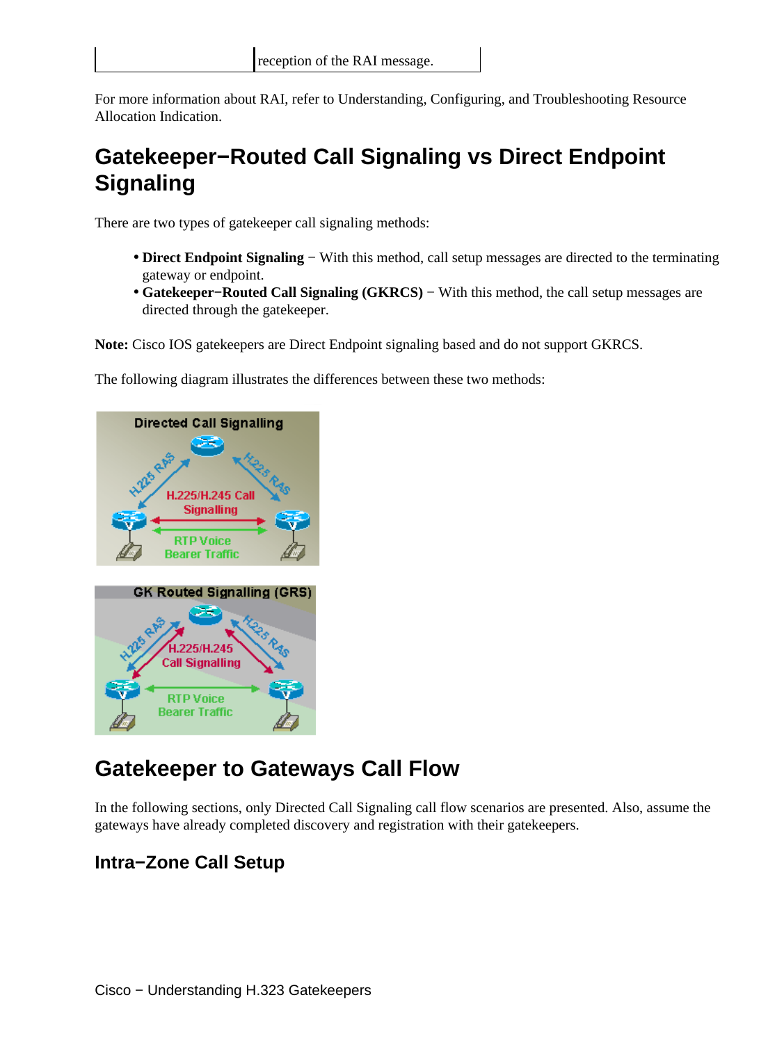| | reception of the RAI message. |
|---|---|

For more information about RAI, refer to Understanding, Configuring, and Troubleshooting Resource Allocation Indication.

## Gatekeeper−Routed Call Signaling vs Direct Endpoint Signaling

There are two types of gatekeeper call signaling methods:

- **Direct Endpoint Signaling** − With this method, call setup messages are directed to the terminating gateway or endpoint.
- **Gatekeeper−Routed Call Signaling (GKRCS)** − With this method, the call setup messages are directed through the gatekeeper.

**Note:** Cisco IOS gatekeepers are Direct Endpoint signaling based and do not support GKRCS.

The following diagram illustrates the differences between these two methods:

## Gatekeeper to Gateways Call Flow

In the following sections, only Directed Call Signaling call flow scenarios are presented. Also, assume the gateways have already completed discovery and registration with their gatekeepers.

### Intra−Zone Call Setup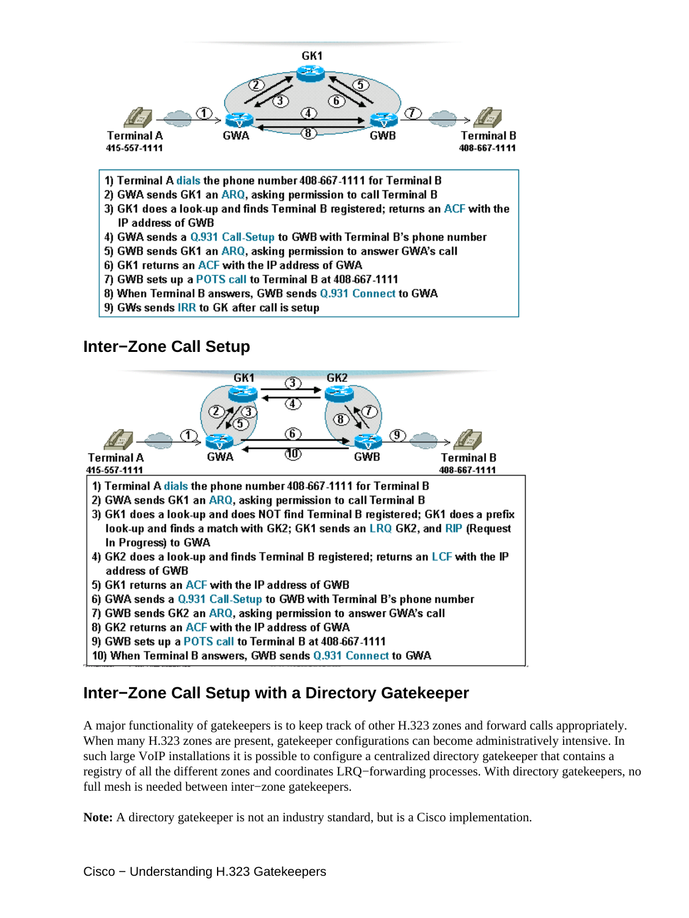1) Terminal A dials the phone number 408-667-1111 for Terminal B
2) GWA sends GK1 an ARQ, asking permission to call Terminal B
3) GK1 does a look-up and finds Terminal B registered; returns an ACF with the IP address of GWB
4) GWA sends a Q.931 Call-Setup to GWB with Terminal B's phone number
5) GWB sends GK1 an ARQ, asking permission to answer GWA's call
6) GK1 returns an ACF with the IP address of GWA
7) GWB sets up a POTS call to Terminal B at 408-667-1111
8) When Terminal B answers, GWB sends Q.931 Connect to GWA
9) GWs sends IRR to GK after call is setup

## Inter−Zone Call Setup

1) Terminal A dials the phone number 408-667-1111 for Terminal B
2) GWA sends GK1 an ARQ, asking permission to call Terminal B
3) GK1 does a look-up and does NOT find Terminal B registered; GK1 does a prefix look-up and finds a match with GK2; GK1 sends an LRQ GK2, and RIP (Request In Progress) to GWA
4) GK2 does a look-up and finds Terminal B registered; returns an LCF with the IP address of GWB
5) GK1 returns an ACF with the IP address of GWB
6) GWA sends a Q.931 Call-Setup to GWB with Terminal B's phone number
7) GWB sends GK2 an ARQ, asking permission to answer GWA's call
8) GK2 returns an ACF with the IP address of GWA
9) GWB sets up a POTS call to Terminal B at 408-667-1111
10) When Terminal B answers, GWB sends Q.931 Connect to GWA

## Inter−Zone Call Setup with a Directory Gatekeeper

A major functionality of gatekeepers is to keep track of other H.323 zones and forward calls appropriately. When many H.323 zones are present, gatekeeper configurations can become administratively intensive. In such large VoIP installations it is possible to configure a centralized directory gatekeeper that contains a registry of all the different zones and coordinates LRQ−forwarding processes. With directory gatekeepers, no full mesh is needed between inter−zone gatekeepers.

**Note:** A directory gatekeeper is not an industry standard, but is a Cisco implementation.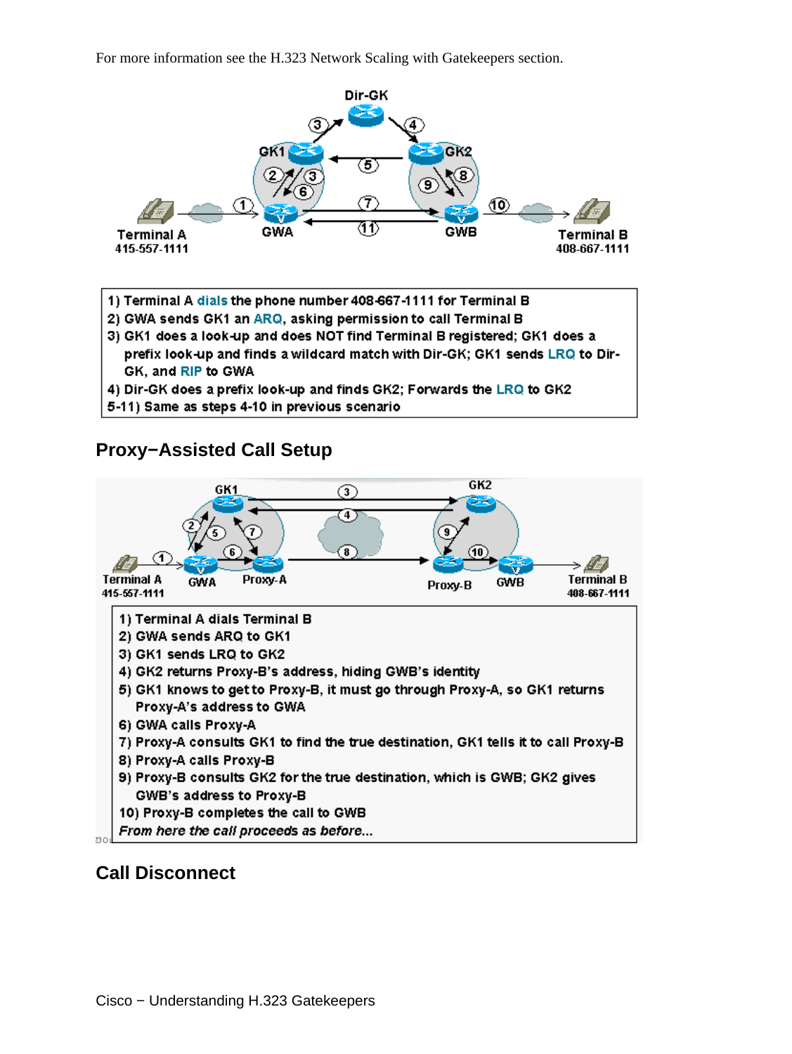For more information see the H.323 Network Scaling with Gatekeepers section.

1) Terminal A dials the phone number 408-667-1111 for Terminal B
2) GWA sends GK1 an ARQ, asking permission to call Terminal B
3) GK1 does a look-up and does NOT find Terminal B registered; GK1 does a prefix look-up and finds a wildcard match with Dir-GK; GK1 sends LRQ to Dir-GK, and RIP to GWA
4) Dir-GK does a prefix look-up and finds GK2; Forwards the LRQ to GK2
5-11) Same as steps 4-10 in previous scenario

## Proxy−Assisted Call Setup

1) Terminal A dials Terminal B
2) GWA sends ARQ to GK1
3) GK1 sends LRQ to GK2
4) GK2 returns Proxy-B's address, hiding GWB's identity
5) GK1 knows to get to Proxy-B, it must go through Proxy-A, so GK1 returns Proxy-A's address to GWA
6) GWA calls Proxy-A
7) Proxy-A consults GK1 to find the true destination, GK1 tells it to call Proxy-B
8) Proxy-A calls Proxy-B
9) Proxy-B consults GK2 for the true destination, which is GWB; GK2 gives GWB's address to Proxy-B
10) Proxy-B completes the call to GWB

*From here the call proceeds as before...*

## Call Disconnect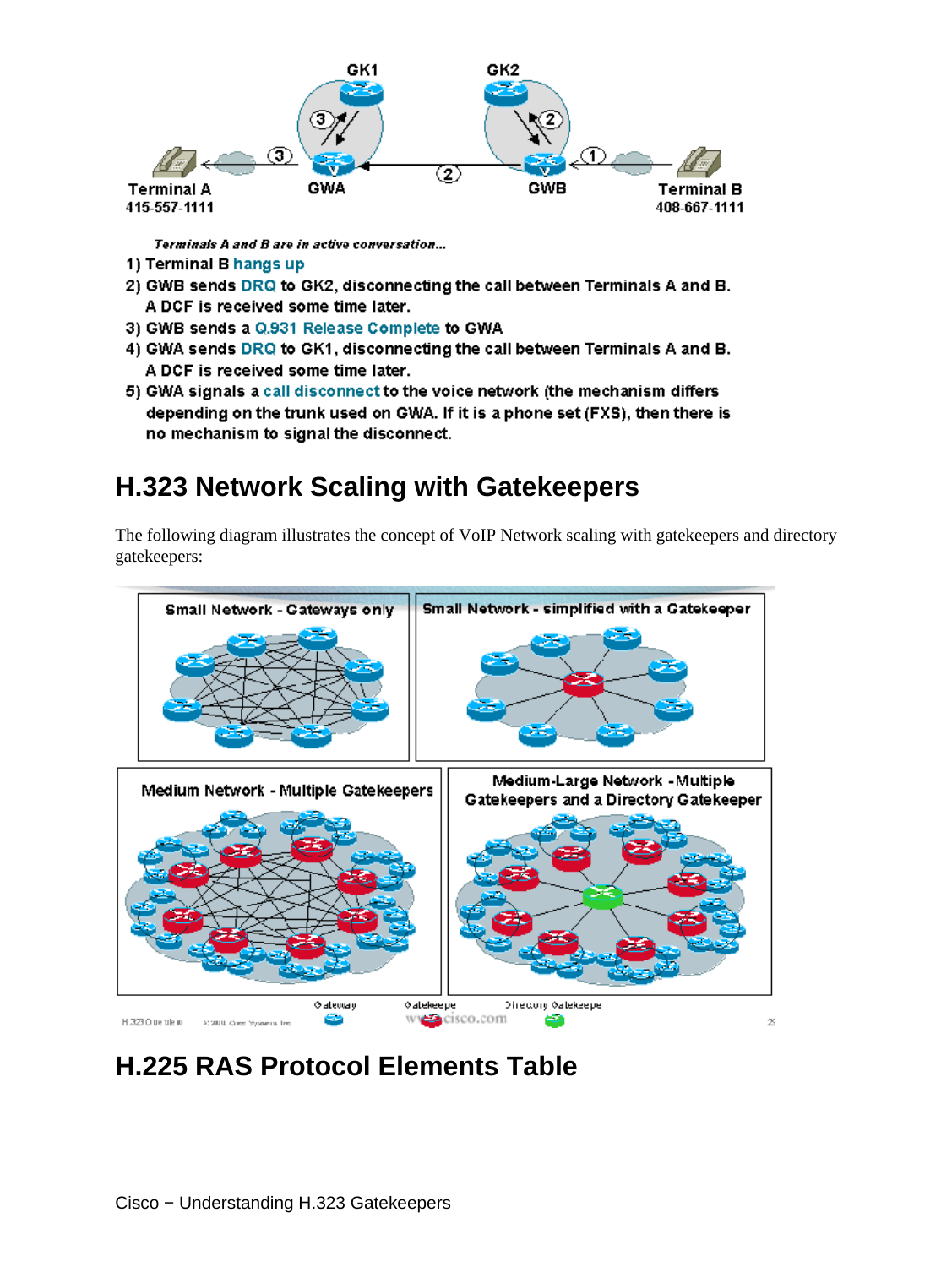*Terminals A and B are in active conversation...*

1) Terminal B hangs up
2) GWB sends DRQ to GK2, disconnecting the call between Terminals A and B. A DCF is received some time later.
3) GWB sends a Q.931 Release Complete to GWA
4) GWA sends DRQ to GK1, disconnecting the call between Terminals A and B. A DCF is received some time later.
5) GWA signals a call disconnect to the voice network (the mechanism differs depending on the trunk used on GWA. If it is a phone set (FXS), then there is no mechanism to signal the disconnect.

## H.323 Network Scaling with Gatekeepers

The following diagram illustrates the concept of VoIP Network scaling with gatekeepers and directory gatekeepers:

## H.225 RAS Protocol Elements Table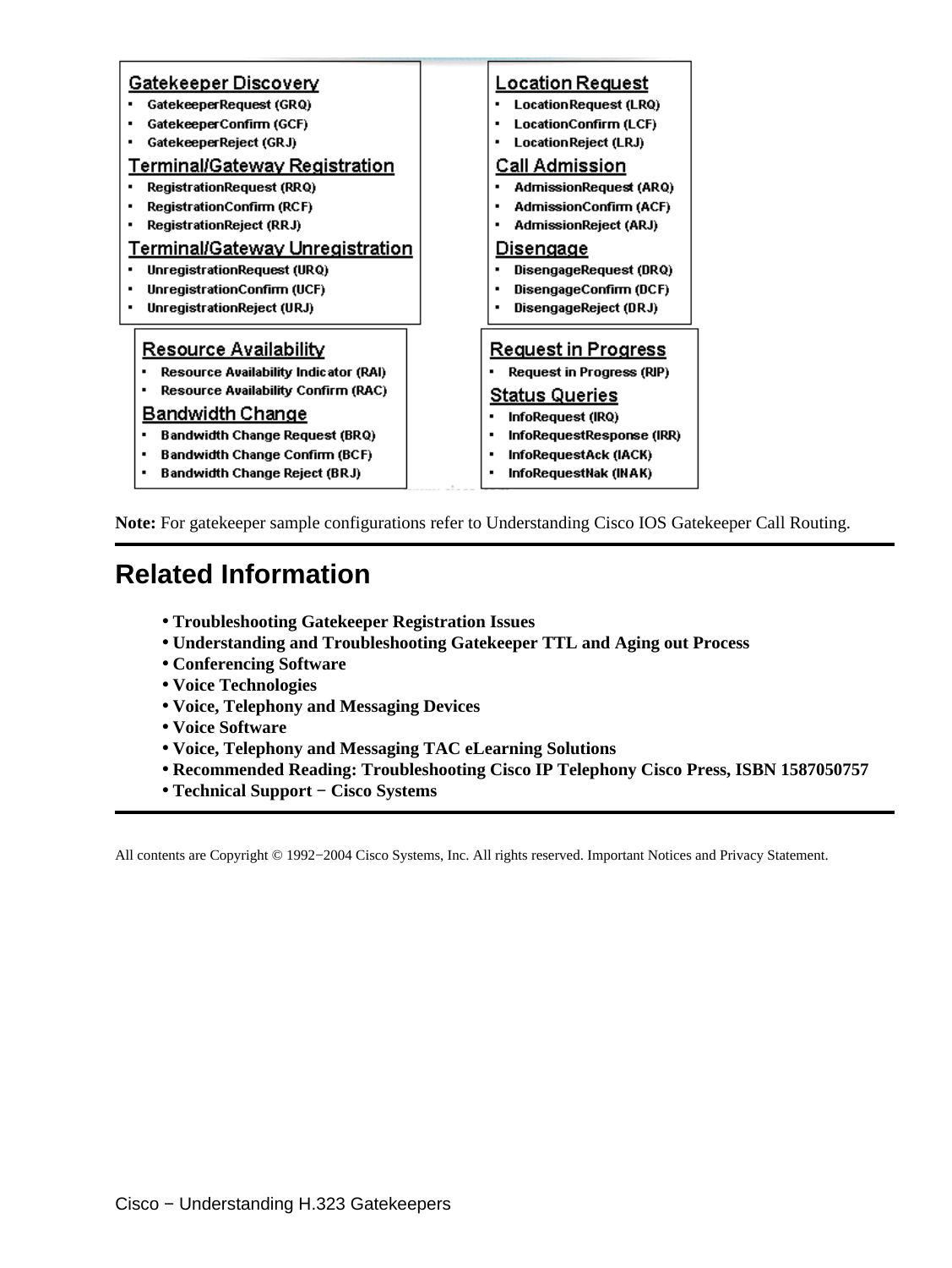**Gatekeeper Discovery**

- GatekeeperRequest (GRQ)
- GatekeeperConfirm (GCF)
- GatekeeperReject (GRJ)

**Terminal/Gateway Registration**

- RegistrationRequest (RRQ)
- RegistrationConfirm (RCF)
- RegistrationReject (RRJ)

**Terminal/Gateway Unregistration**

- UnregistrationRequest (URQ)
- UnregistrationConfirm (UCF)
- UnregistrationReject (URJ)

**Location Request**

- LocationRequest (LRQ)
- LocationConfirm (LCF)
- LocationReject (LRJ)

**Call Admission**

- AdmissionRequest (ARQ)
- AdmissionConfirm (ACF)
- AdmissionReject (ARJ)

**Disengage**

- DisengageRequest (DRQ)
- DisengageConfirm (DCF)
- DisengageReject (DRJ)

**Resource Availability**

- Resource Availability Indicator (RAI)
- Resource Availability Confirm (RAC)

**Bandwidth Change**

- Bandwidth Change Request (BRQ)
- Bandwidth Change Confirm (BCF)
- Bandwidth Change Reject (BRJ)

**Request in Progress**

- Request in Progress (RIP)

**Status Queries**

- InfoRequest (IRQ)
- InfoRequestResponse (IRR)
- InfoRequestAck (IACK)
- InfoRequestNak (INAK)

**Note:** For gatekeeper sample configurations refer to Understanding Cisco IOS Gatekeeper Call Routing.

## Related Information

- **Troubleshooting Gatekeeper Registration Issues**
- **Understanding and Troubleshooting Gatekeeper TTL and Aging out Process**
- **Conferencing Software**
- **Voice Technologies**
- **Voice, Telephony and Messaging Devices**
- **Voice Software**
- **Voice, Telephony and Messaging TAC eLearning Solutions**
- **Recommended Reading: Troubleshooting Cisco IP Telephony Cisco Press, ISBN 1587050757**
- **Technical Support − Cisco Systems**

All contents are Copyright © 1992−2004 Cisco Systems, Inc. All rights reserved. Important Notices and Privacy Statement.